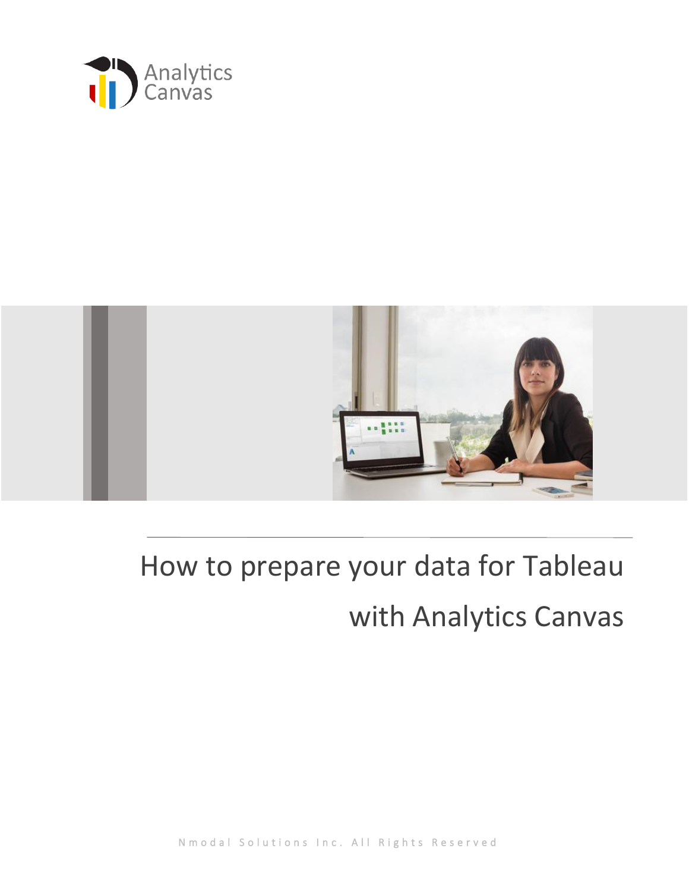Analytics Canvas

# How to prepare your data for Tableau with Analytics Canvas

Nmodal Solutions Inc. All Rights Reserved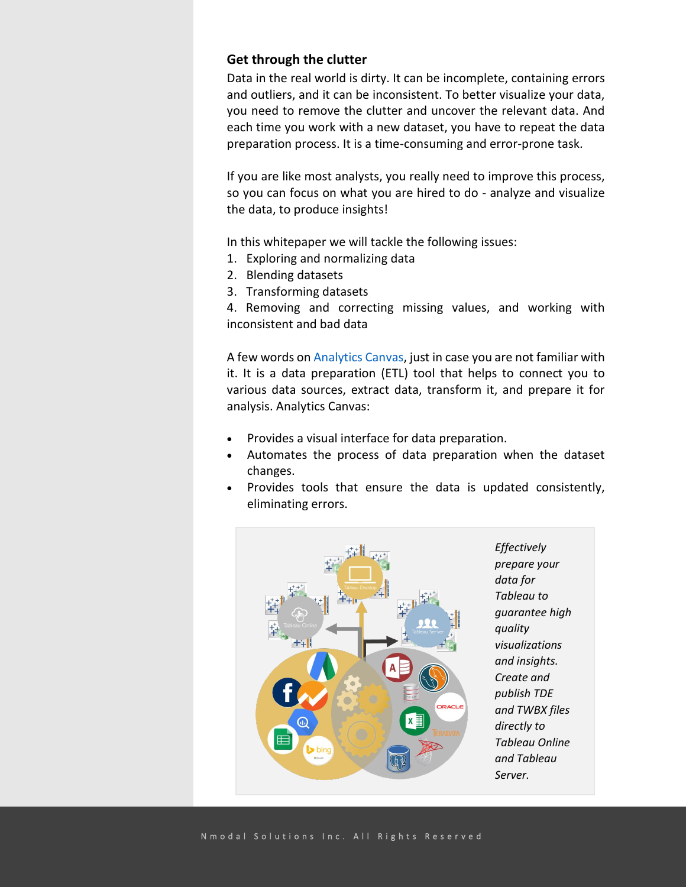## Get through the clutter

Data in the real world is dirty. It can be incomplete, containing errors and outliers, and it can be inconsistent. To better visualize your data, you need to remove the clutter and uncover the relevant data. And each time you work with a new dataset, you have to repeat the data preparation process. It is a time-consuming and error-prone task.

If you are like most analysts, you really need to improve this process, so you can focus on what you are hired to do - analyze and visualize the data, to produce insights!

In this whitepaper we will tackle the following issues:

1. Exploring and normalizing data
2. Blending datasets
3. Transforming datasets
4. Removing and correcting missing values, and working with inconsistent and bad data

A few words on Analytics Canvas, just in case you are not familiar with it. It is a data preparation (ETL) tool that helps to connect you to various data sources, extract data, transform it, and prepare it for analysis. Analytics Canvas:

- Provides a visual interface for data preparation.
- Automates the process of data preparation when the dataset changes.
- Provides tools that ensure the data is updated consistently, eliminating errors.

*Effectively prepare your data for Tableau to guarantee high quality visualizations and insights. Create and publish TDE and TWBX files directly to Tableau Online and Tableau Server.*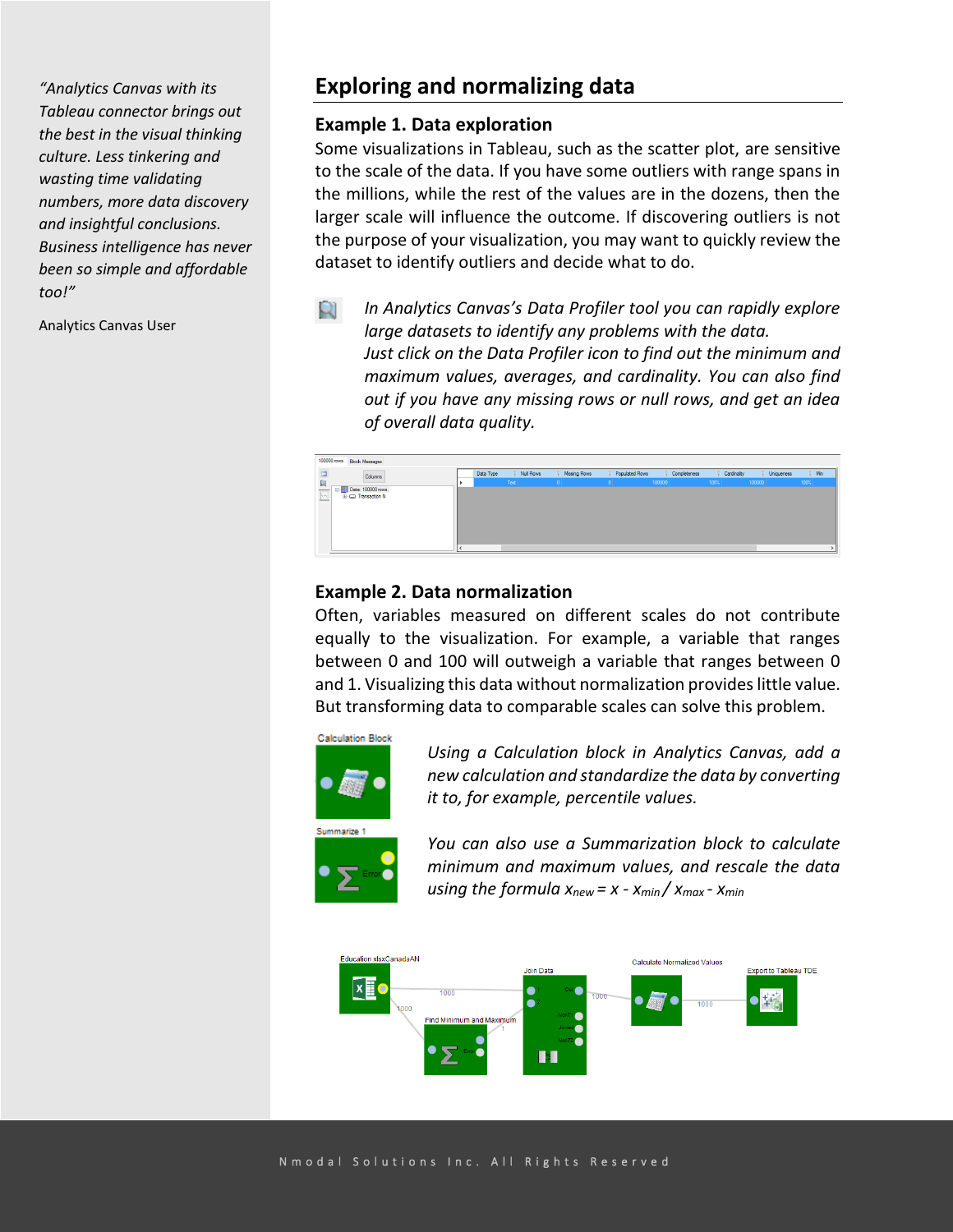*"Analytics Canvas with its Tableau connector brings out the best in the visual thinking culture. Less tinkering and wasting time validating numbers, more data discovery and insightful conclusions. Business intelligence has never been so simple and affordable too!"*

Analytics Canvas User

## Exploring and normalizing data

### Example 1. Data exploration

Some visualizations in Tableau, such as the scatter plot, are sensitive to the scale of the data. If you have some outliers with range spans in the millions, while the rest of the values are in the dozens, then the larger scale will influence the outcome. If discovering outliers is not the purpose of your visualization, you may want to quickly review the dataset to identify outliers and decide what to do.

*In Analytics Canvas's Data Profiler tool you can rapidly explore large datasets to identify any problems with the data. Just click on the Data Profiler icon to find out the minimum and maximum values, averages, and cardinality. You can also find out if you have any missing rows or null rows, and get an idea of overall data quality.*

### Example 2. Data normalization

Often, variables measured on different scales do not contribute equally to the visualization. For example, a variable that ranges between 0 and 100 will outweigh a variable that ranges between 0 and 1. Visualizing this data without normalization provides little value. But transforming data to comparable scales can solve this problem.

*Using a Calculation block in Analytics Canvas, add a new calculation and standardize the data by converting it to, for example, percentile values.*

*You can also use a Summarization block to calculate minimum and maximum values, and rescale the data using the formula* $x_{new} = x - x_{min} / x_{max} - x_{min}$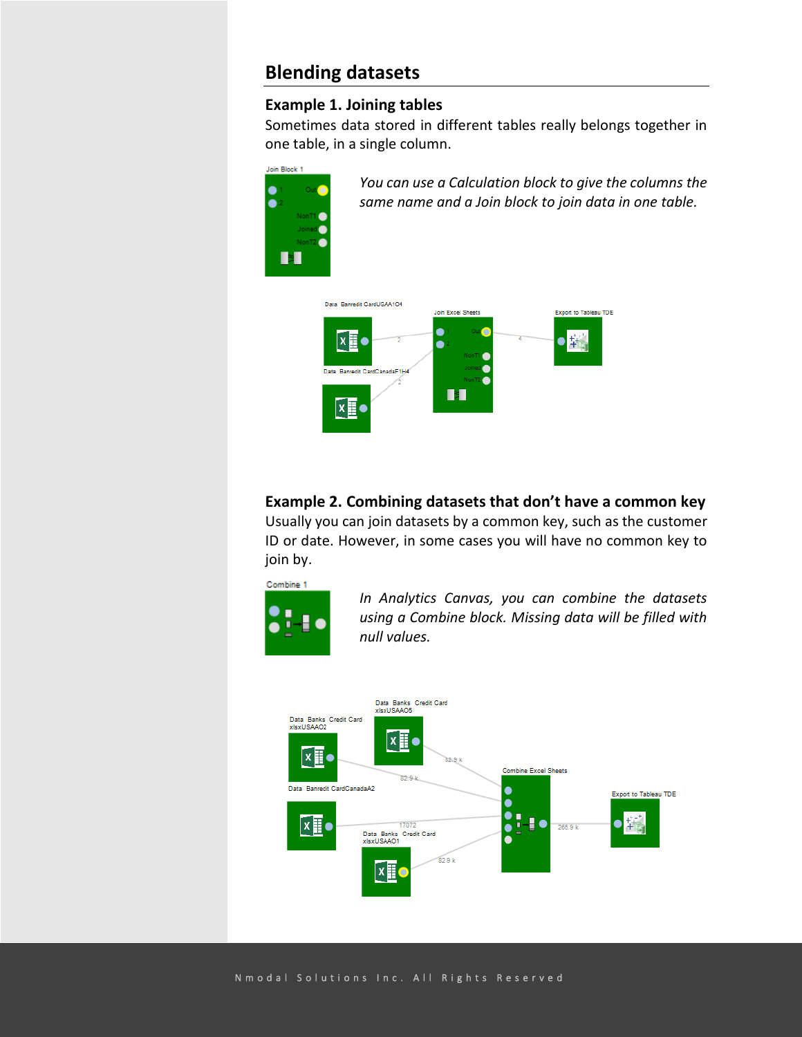## Blending datasets

### Example 1. Joining tables

Sometimes data stored in different tables really belongs together in one table, in a single column.

*You can use a Calculation block to give the columns the same name and a Join block to join data in one table.*

### Example 2. Combining datasets that don't have a common key

Usually you can join datasets by a common key, such as the customer ID or date. However, in some cases you will have no common key to join by.

*In Analytics Canvas, you can combine the datasets using a Combine block. Missing data will be filled with null values.*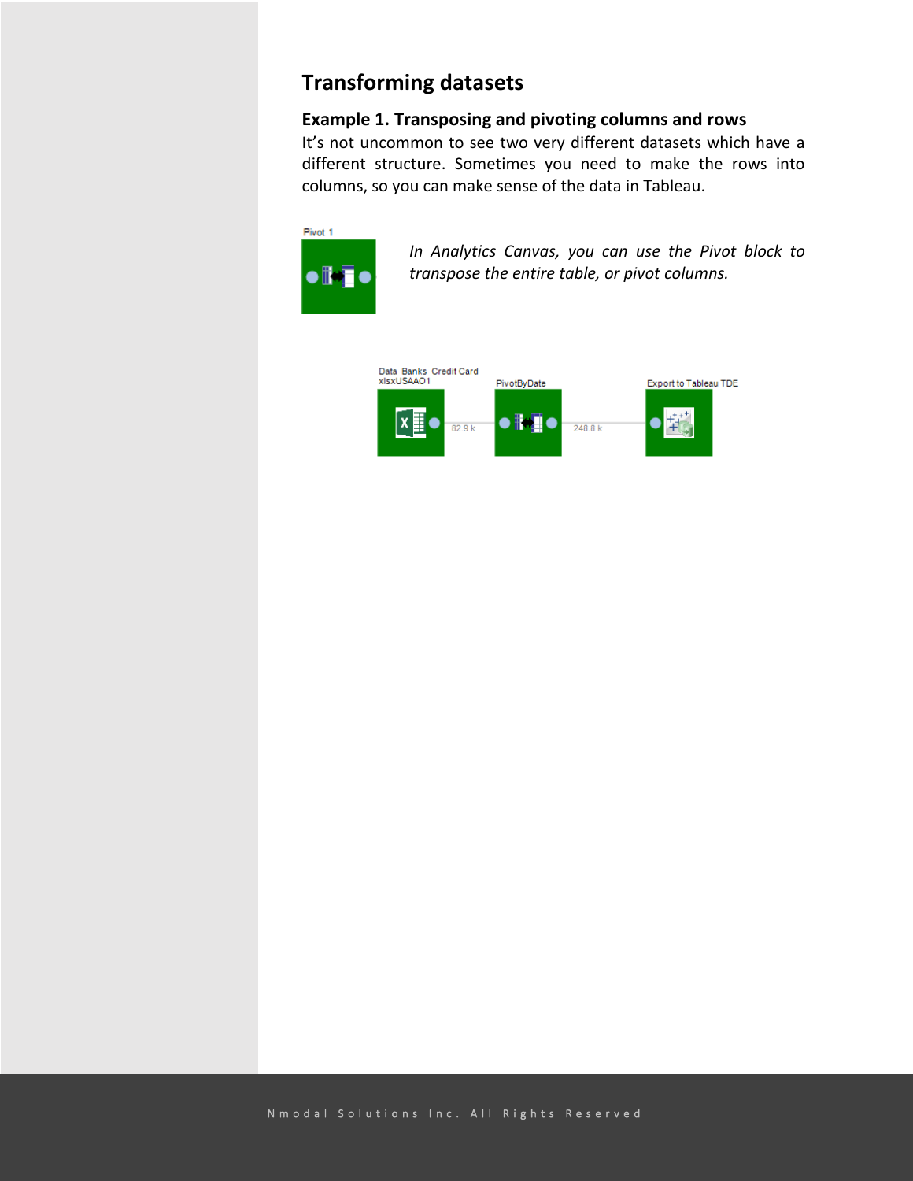## Transforming datasets

### Example 1. Transposing and pivoting columns and rows

It's not uncommon to see two very different datasets which have a different structure. Sometimes you need to make the rows into columns, so you can make sense of the data in Tableau.

Pivot 1

*In Analytics Canvas, you can use the Pivot block to transpose the entire table, or pivot columns.*

Data Banks Credit Card xlsxUSAAO1

82.9 k

PivotByDate

248.8 k

Export to Tableau TDE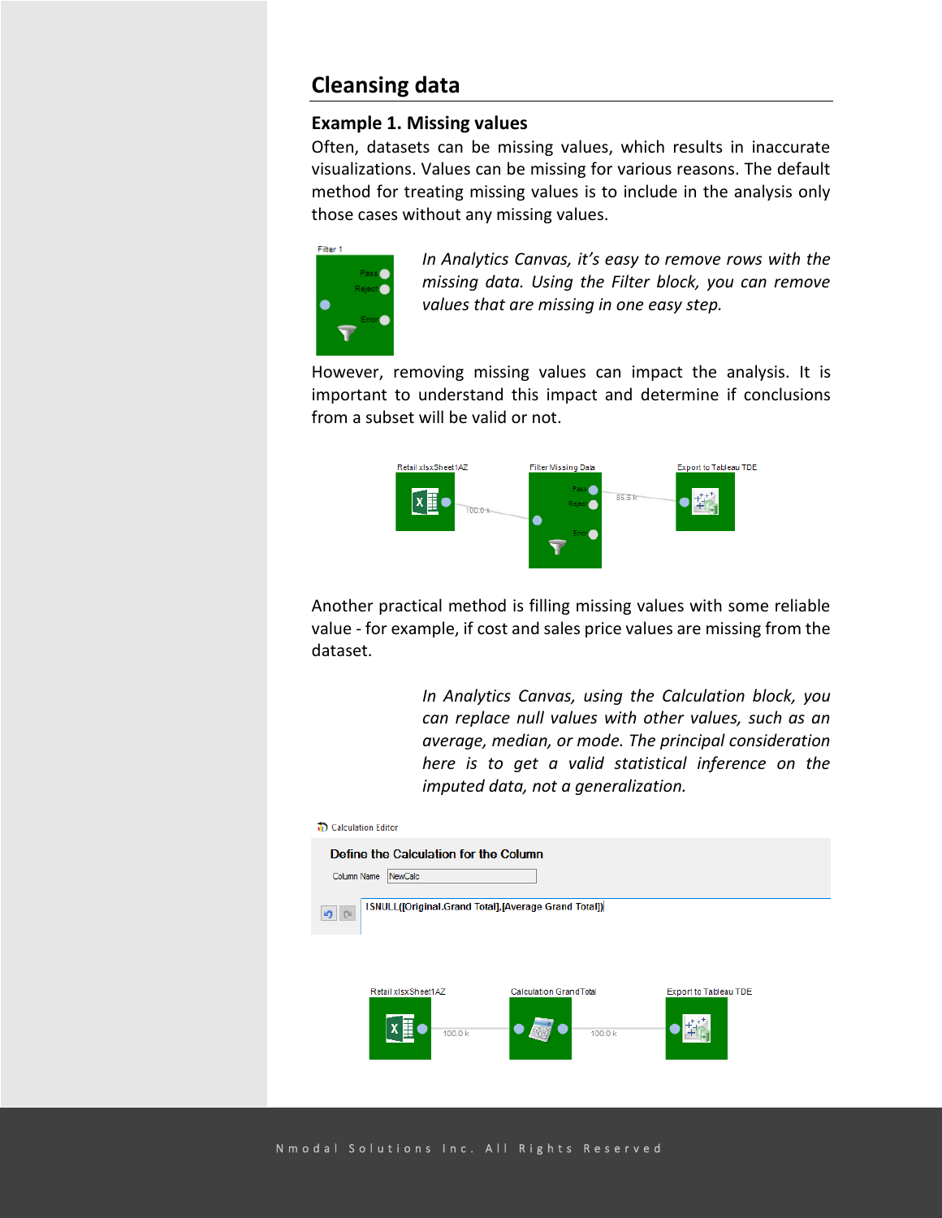## Cleansing data

### Example 1. Missing values

Often, datasets can be missing values, which results in inaccurate visualizations. Values can be missing for various reasons. The default method for treating missing values is to include in the analysis only those cases without any missing values.

*In Analytics Canvas, it's easy to remove rows with the missing data. Using the Filter block, you can remove values that are missing in one easy step.*

However, removing missing values can impact the analysis. It is important to understand this impact and determine if conclusions from a subset will be valid or not.

Another practical method is filling missing values with some reliable value - for example, if cost and sales price values are missing from the dataset.

*In Analytics Canvas, using the Calculation block, you can replace null values with other values, such as an average, median, or mode. The principal consideration here is to get a valid statistical inference on the imputed data, not a generalization.*

Calculation Editor

Define the Calculation for the Column

Column Name: NewCalc

```
ISNULL([Original.Grand Total],[Average Grand Total])
```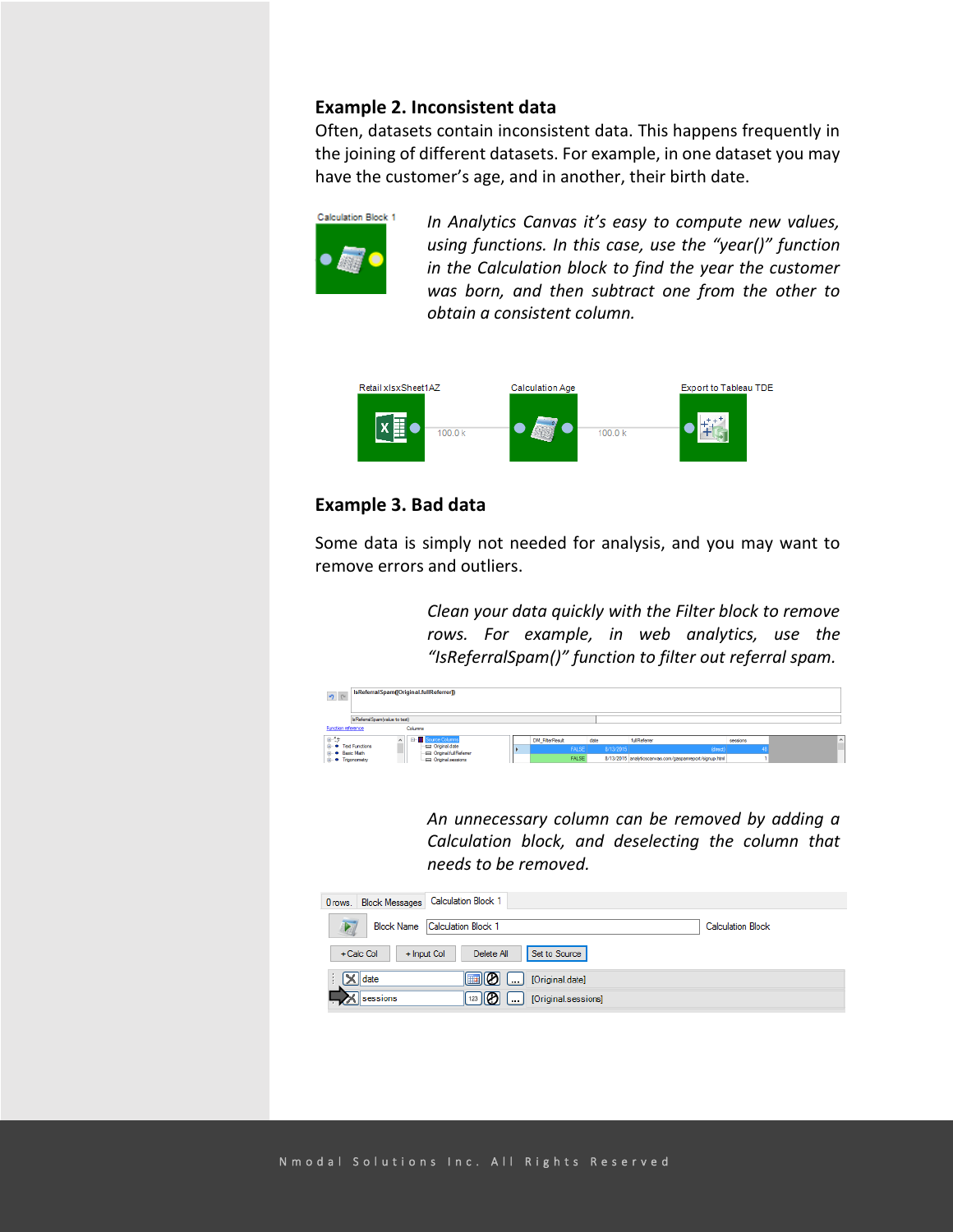### Example 2. Inconsistent data

Often, datasets contain inconsistent data. This happens frequently in the joining of different datasets. For example, in one dataset you may have the customer's age, and in another, their birth date.

*In Analytics Canvas it's easy to compute new values, using functions. In this case, use the "year()" function in the Calculation block to find the year the customer was born, and then subtract one from the other to obtain a consistent column.*

### Example 3. Bad data

Some data is simply not needed for analysis, and you may want to remove errors and outliers.

*Clean your data quickly with the Filter block to remove rows. For example, in web analytics, use the "IsReferralSpam()" function to filter out referral spam.*

*An unnecessary column can be removed by adding a Calculation block, and deselecting the column that needs to be removed.*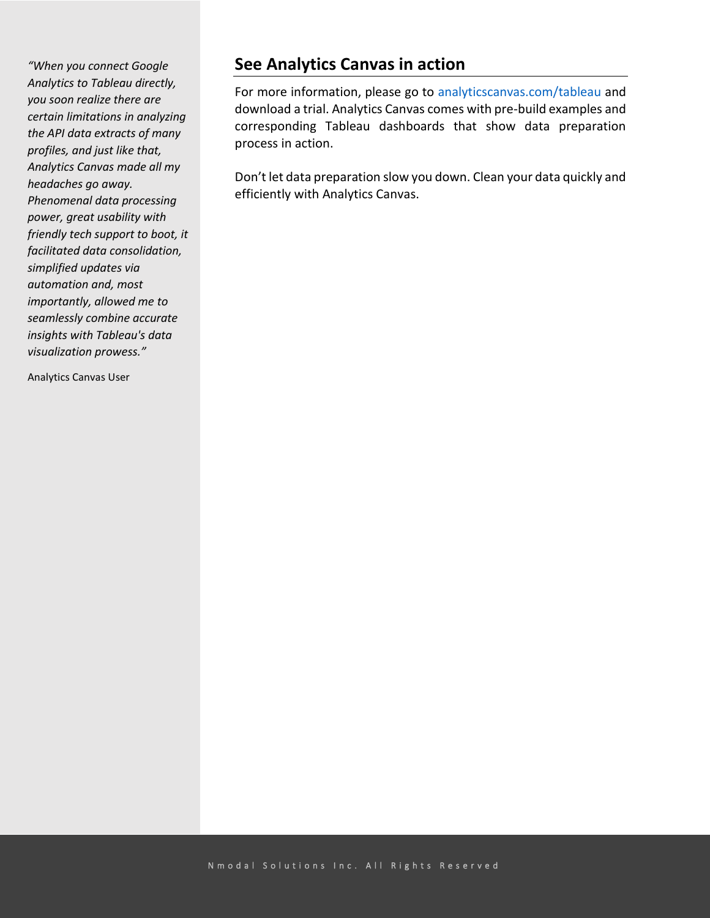*"When you connect Google Analytics to Tableau directly, you soon realize there are certain limitations in analyzing the API data extracts of many profiles, and just like that, Analytics Canvas made all my headaches go away. Phenomenal data processing power, great usability with friendly tech support to boot, it facilitated data consolidation, simplified updates via automation and, most importantly, allowed me to seamlessly combine accurate insights with Tableau's data visualization prowess."*

Analytics Canvas User

## See Analytics Canvas in action

For more information, please go to analyticscanvas.com/tableau and download a trial. Analytics Canvas comes with pre-build examples and corresponding Tableau dashboards that show data preparation process in action.

Don't let data preparation slow you down. Clean your data quickly and efficiently with Analytics Canvas.

Nmodal Solutions Inc. All Rights Reserved